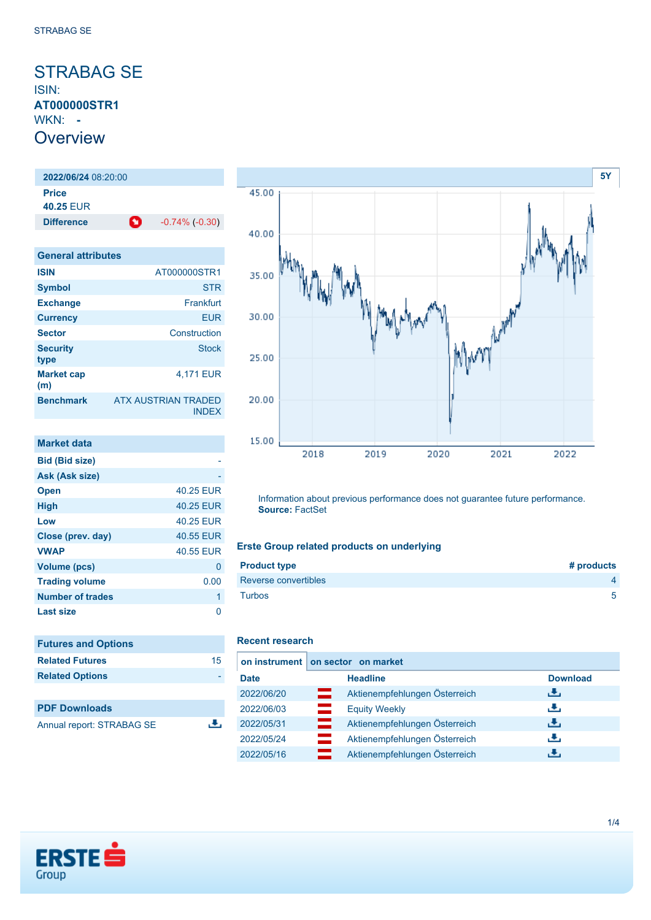# STRABAG SE

ISIN: **AT000000STR1**

WKN: **-**

## Overview

| **2022/06/24** 08:20:00 | |
|---|---|
| **Price** | |
| **40.25** EUR | |
| **Difference** | -0.74% (-0.30) |

| General attributes | |
|---|---|
| ISIN | AT000000STR1 |
| Symbol | STR |
| Exchange | Frankfurt |
| Currency | EUR |
| Sector | Construction |
| Security type | Stock |
| Market cap (m) | 4,171 EUR |
| Benchmark | ATX AUSTRIAN TRADED INDEX |

| Market data | |
|---|---|
| Bid (Bid size) | - |
| Ask (Ask size) | - |
| Open | 40.25 EUR |
| High | 40.25 EUR |
| Low | 40.25 EUR |
| Close (prev. day) | 40.55 EUR |
| VWAP | 40.55 EUR |
| Volume (pcs) | 0 |
| Trading volume | 0.00 |
| Number of trades | 1 |
| Last size | 0 |

| Futures and Options | |
|---|---|
| Related Futures | 15 |
| Related Options | - |

| PDF Downloads |
|---|
| Annual report: STRABAG SE |

Information about previous performance does not guarantee future performance.
**Source:** FactSet

### Erste Group related products on underlying

| Product type | # products |
|---|---|
| Reverse convertibles | 4 |
| Turbos | 5 |

### Recent research

on instrument | on sector | on market

| Date | Headline | Download |
|---|---|---|
| 2022/06/20 | Aktienempfehlungen Österreich | |
| 2022/06/03 | Equity Weekly | |
| 2022/05/31 | Aktienempfehlungen Österreich | |
| 2022/05/24 | Aktienempfehlungen Österreich | |
| 2022/05/16 | Aktienempfehlungen Österreich | |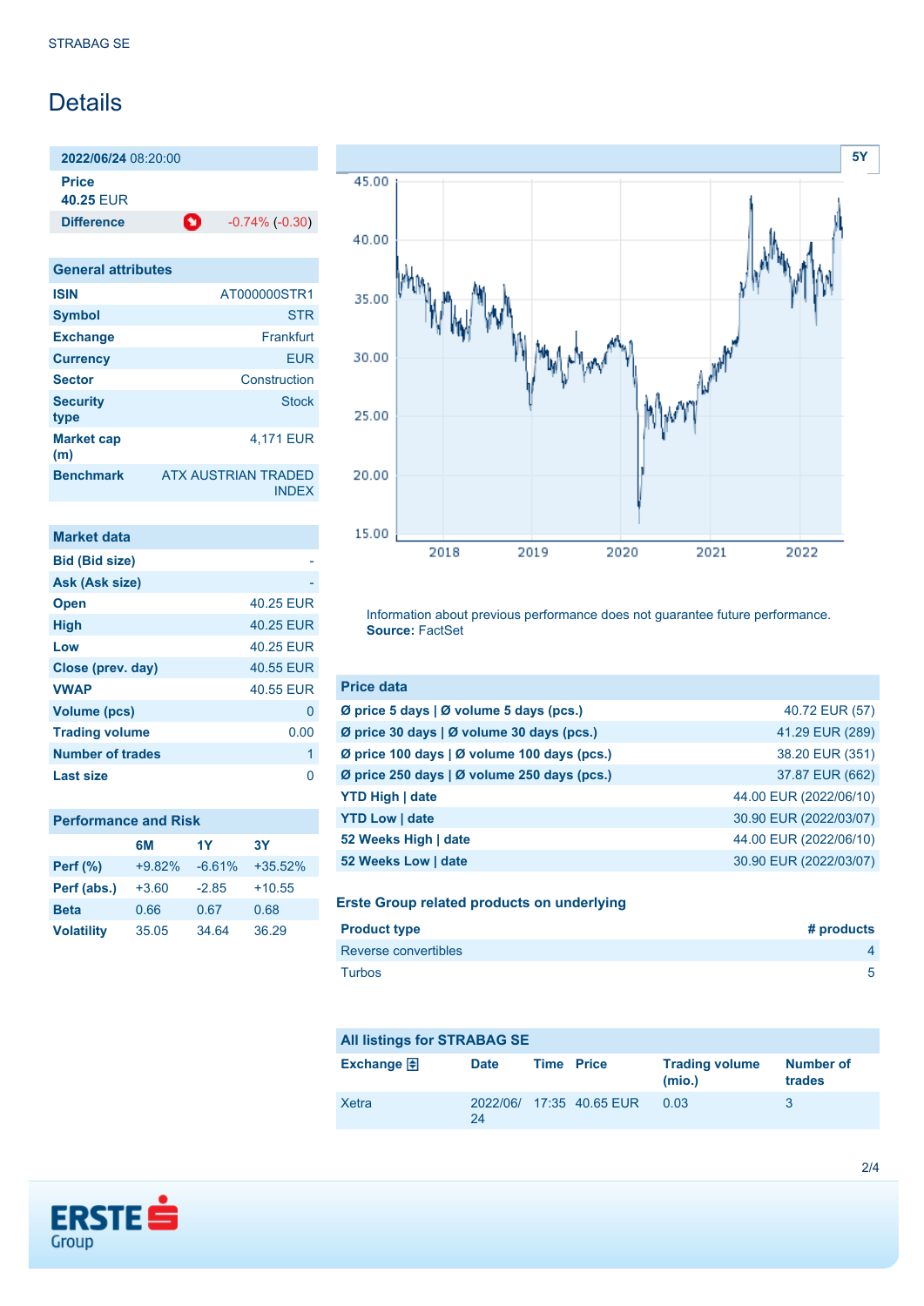# Details

| 2022/06/24 08:20:00 | |
|---|---|
| **Price** | |
| **40.25** EUR | |
| **Difference** | -0.74% (-0.30) |

| General attributes | |
|---|---|
| **ISIN** | AT000000STR1 |
| **Symbol** | STR |
| **Exchange** | Frankfurt |
| **Currency** | EUR |
| **Sector** | Construction |
| **Security type** | Stock |
| **Market cap (m)** | 4,171 EUR |
| **Benchmark** | ATX AUSTRIAN TRADED INDEX |

| Market data | |
|---|---|
| **Bid (Bid size)** | - |
| **Ask (Ask size)** | - |
| **Open** | 40.25 EUR |
| **High** | 40.25 EUR |
| **Low** | 40.25 EUR |
| **Close (prev. day)** | 40.55 EUR |
| **VWAP** | 40.55 EUR |
| **Volume (pcs)** | 0 |
| **Trading volume** | 0.00 |
| **Number of trades** | 1 |
| **Last size** | 0 |

| Performance and Risk | 6M | 1Y | 3Y |
|---|---|---|---|
| **Perf (%)** | +9.82% | -6.61% | +35.52% |
| **Perf (abs.)** | +3.60 | -2.85 | +10.55 |
| **Beta** | 0.66 | 0.67 | 0.68 |
| **Volatility** | 35.05 | 34.64 | 36.29 |

Information about previous performance does not guarantee future performance.
**Source:** FactSet

| Price data | |
|---|---|
| **Ø price 5 days \| Ø volume 5 days (pcs.)** | 40.72 EUR (57) |
| **Ø price 30 days \| Ø volume 30 days (pcs.)** | 41.29 EUR (289) |
| **Ø price 100 days \| Ø volume 100 days (pcs.)** | 38.20 EUR (351) |
| **Ø price 250 days \| Ø volume 250 days (pcs.)** | 37.87 EUR (662) |
| **YTD High \| date** | 44.00 EUR (2022/06/10) |
| **YTD Low \| date** | 30.90 EUR (2022/03/07) |
| **52 Weeks High \| date** | 44.00 EUR (2022/06/10) |
| **52 Weeks Low \| date** | 30.90 EUR (2022/03/07) |

### Erste Group related products on underlying

| Product type | # products |
|---|---|
| Reverse convertibles | 4 |
| Turbos | 5 |

| All listings for STRABAG SE | | | | | |
|---|---|---|---|---|---|
| **Exchange** | **Date** | **Time** | **Price** | **Trading volume (mio.)** | **Number of trades** |
| Xetra | 2022/06/24 | 17:35 | 40.65 EUR | 0.03 | 3 |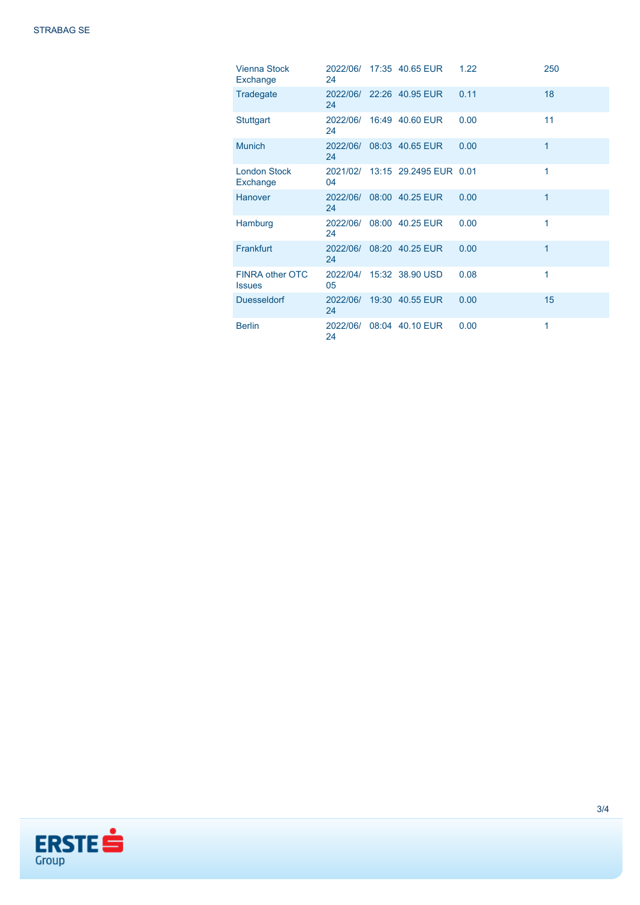| | | | | | |
|---|---|---|---|---|---|
| Vienna Stock Exchange | 2022/06/24 | 17:35 | 40.65 EUR | 1.22 | 250 |
| Tradegate | 2022/06/24 | 22:26 | 40.95 EUR | 0.11 | 18 |
| Stuttgart | 2022/06/24 | 16:49 | 40.60 EUR | 0.00 | 11 |
| Munich | 2022/06/24 | 08:03 | 40.65 EUR | 0.00 | 1 |
| London Stock Exchange | 2021/02/04 | 13:15 | 29.2495 EUR | 0.01 | 1 |
| Hanover | 2022/06/24 | 08:00 | 40.25 EUR | 0.00 | 1 |
| Hamburg | 2022/06/24 | 08:00 | 40.25 EUR | 0.00 | 1 |
| Frankfurt | 2022/06/24 | 08:20 | 40.25 EUR | 0.00 | 1 |
| FINRA other OTC Issues | 2022/04/05 | 15:32 | 38.90 USD | 0.08 | 1 |
| Duesseldorf | 2022/06/24 | 19:30 | 40.55 EUR | 0.00 | 15 |
| Berlin | 2022/06/24 | 08:04 | 40.10 EUR | 0.00 | 1 |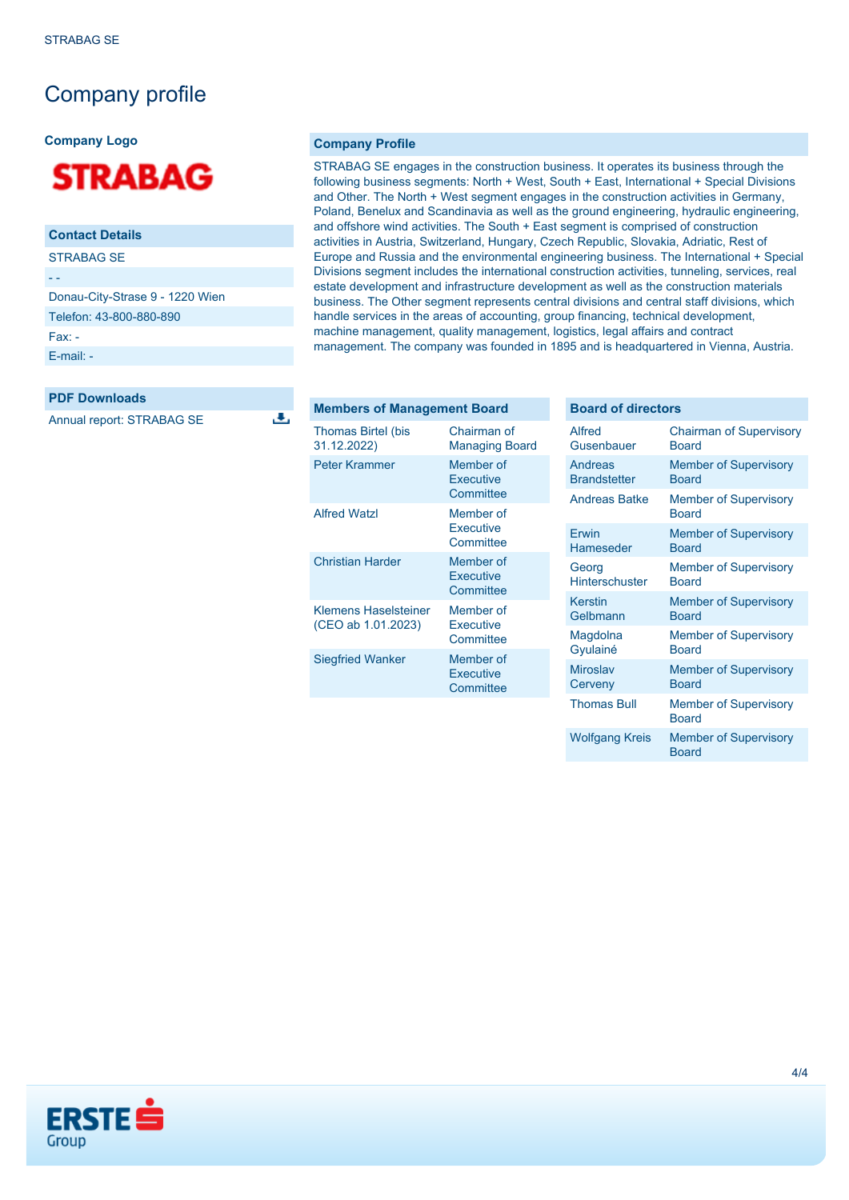# Company profile

**Company Logo**

STRABAG

## Contact Details

STRABAG SE

- -

Donau-City-Strase 9 - 1220 Wien

Telefon: 43-800-880-890

Fax: -

E-mail: -

## PDF Downloads

Annual report: STRABAG SE

## Company Profile

STRABAG SE engages in the construction business. It operates its business through the following business segments: North + West, South + East, International + Special Divisions and Other. The North + West segment engages in the construction activities in Germany, Poland, Benelux and Scandinavia as well as the ground engineering, hydraulic engineering, and offshore wind activities. The South + East segment is comprised of construction activities in Austria, Switzerland, Hungary, Czech Republic, Slovakia, Adriatic, Rest of Europe and Russia and the environmental engineering business. The International + Special Divisions segment includes the international construction activities, tunneling, services, real estate development and infrastructure development as well as the construction materials business. The Other segment represents central divisions and central staff divisions, which handle services in the areas of accounting, group financing, technical development, machine management, quality management, logistics, legal affairs and contract management. The company was founded in 1895 and is headquartered in Vienna, Austria.

## Members of Management Board

| | |
|---|---|
| Thomas Birtel (bis 31.12.2022) | Chairman of Managing Board |
| Peter Krammer | Member of Executive Committee |
| Alfred Watzl | Member of Executive Committee |
| Christian Harder | Member of Executive Committee |
| Klemens Haselsteiner (CEO ab 1.01.2023) | Member of Executive Committee |
| Siegfried Wanker | Member of Executive Committee |

## Board of directors

| | |
|---|---|
| Alfred Gusenbauer | Chairman of Supervisory Board |
| Andreas Brandstetter | Member of Supervisory Board |
| Andreas Batke | Member of Supervisory Board |
| Erwin Hameseder | Member of Supervisory Board |
| Georg Hinterschuster | Member of Supervisory Board |
| Kerstin Gelbmann | Member of Supervisory Board |
| Magdolna Gyulainé | Member of Supervisory Board |
| Miroslav Cerveny | Member of Supervisory Board |
| Thomas Bull | Member of Supervisory Board |
| Wolfgang Kreis | Member of Supervisory Board |